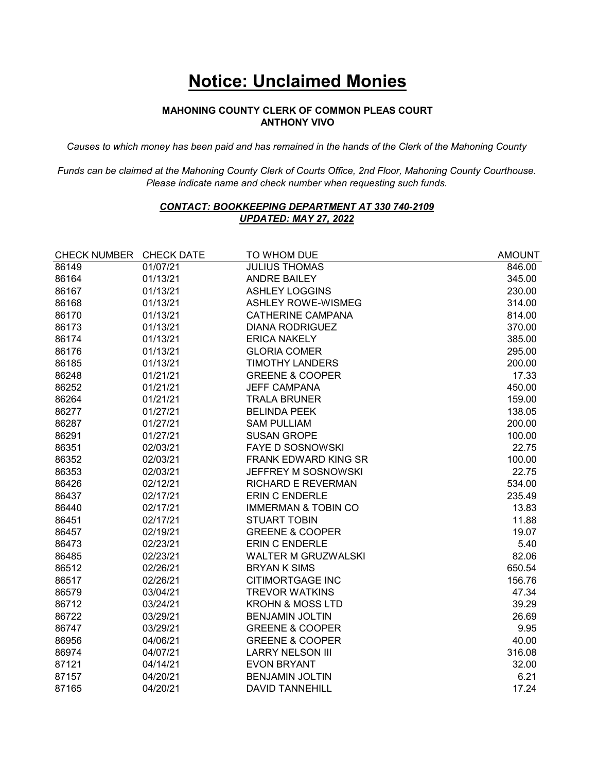# **Notice: Unclaimed Monies**

**MAHONING COUNTY CLERK OF COMMON PLEAS COURT**
**ANTHONY VIVO**

*Causes to which money has been paid and has remained in the hands of the Clerk of the Mahoning County*

*Funds can be claimed at the Mahoning County Clerk of Courts Office, 2nd Floor, Mahoning County Courthouse. Please indicate name and check number when requesting such funds.*

***CONTACT: BOOKKEEPING DEPARTMENT AT 330 740-2109***
***UPDATED: MAY 27, 2022***

| CHECK NUMBER | CHECK DATE | TO WHOM DUE | AMOUNT |
|---|---|---|---|
| 86149 | 01/07/21 | JULIUS THOMAS | 846.00 |
| 86164 | 01/13/21 | ANDRE BAILEY | 345.00 |
| 86167 | 01/13/21 | ASHLEY LOGGINS | 230.00 |
| 86168 | 01/13/21 | ASHLEY ROWE-WISMEG | 314.00 |
| 86170 | 01/13/21 | CATHERINE CAMPANA | 814.00 |
| 86173 | 01/13/21 | DIANA RODRIGUEZ | 370.00 |
| 86174 | 01/13/21 | ERICA NAKELY | 385.00 |
| 86176 | 01/13/21 | GLORIA COMER | 295.00 |
| 86185 | 01/13/21 | TIMOTHY LANDERS | 200.00 |
| 86248 | 01/21/21 | GREENE & COOPER | 17.33 |
| 86252 | 01/21/21 | JEFF CAMPANA | 450.00 |
| 86264 | 01/21/21 | TRALA BRUNER | 159.00 |
| 86277 | 01/27/21 | BELINDA PEEK | 138.05 |
| 86287 | 01/27/21 | SAM PULLIAM | 200.00 |
| 86291 | 01/27/21 | SUSAN GROPE | 100.00 |
| 86351 | 02/03/21 | FAYE D SOSNOWSKI | 22.75 |
| 86352 | 02/03/21 | FRANK EDWARD KING SR | 100.00 |
| 86353 | 02/03/21 | JEFFREY M SOSNOWSKI | 22.75 |
| 86426 | 02/12/21 | RICHARD E REVERMAN | 534.00 |
| 86437 | 02/17/21 | ERIN C ENDERLE | 235.49 |
| 86440 | 02/17/21 | IMMERMAN & TOBIN CO | 13.83 |
| 86451 | 02/17/21 | STUART TOBIN | 11.88 |
| 86457 | 02/19/21 | GREENE & COOPER | 19.07 |
| 86473 | 02/23/21 | ERIN C ENDERLE | 5.40 |
| 86485 | 02/23/21 | WALTER M GRUZWALSKI | 82.06 |
| 86512 | 02/26/21 | BRYAN K SIMS | 650.54 |
| 86517 | 02/26/21 | CITIMORTGAGE INC | 156.76 |
| 86579 | 03/04/21 | TREVOR WATKINS | 47.34 |
| 86712 | 03/24/21 | KROHN & MOSS LTD | 39.29 |
| 86722 | 03/29/21 | BENJAMIN JOLTIN | 26.69 |
| 86747 | 03/29/21 | GREENE & COOPER | 9.95 |
| 86956 | 04/06/21 | GREENE & COOPER | 40.00 |
| 86974 | 04/07/21 | LARRY NELSON III | 316.08 |
| 87121 | 04/14/21 | EVON BRYANT | 32.00 |
| 87157 | 04/20/21 | BENJAMIN JOLTIN | 6.21 |
| 87165 | 04/20/21 | DAVID TANNEHILL | 17.24 |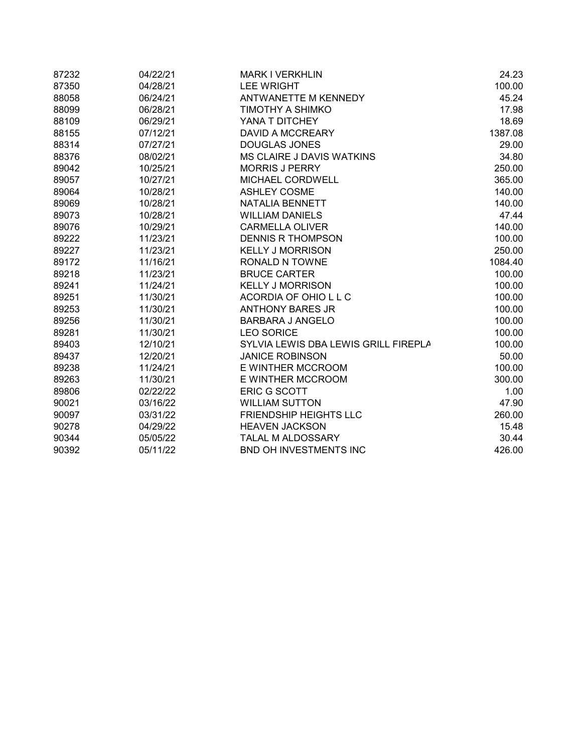| | | | |
|---|---|---|---|
| 87232 | 04/22/21 | MARK I VERKHLIN | 24.23 |
| 87350 | 04/28/21 | LEE WRIGHT | 100.00 |
| 88058 | 06/24/21 | ANTWANETTE M KENNEDY | 45.24 |
| 88099 | 06/28/21 | TIMOTHY A SHIMKO | 17.98 |
| 88109 | 06/29/21 | YANA T DITCHEY | 18.69 |
| 88155 | 07/12/21 | DAVID A MCCREARY | 1387.08 |
| 88314 | 07/27/21 | DOUGLAS JONES | 29.00 |
| 88376 | 08/02/21 | MS CLAIRE J DAVIS WATKINS | 34.80 |
| 89042 | 10/25/21 | MORRIS J PERRY | 250.00 |
| 89057 | 10/27/21 | MICHAEL CORDWELL | 365.00 |
| 89064 | 10/28/21 | ASHLEY COSME | 140.00 |
| 89069 | 10/28/21 | NATALIA BENNETT | 140.00 |
| 89073 | 10/28/21 | WILLIAM DANIELS | 47.44 |
| 89076 | 10/29/21 | CARMELLA OLIVER | 140.00 |
| 89222 | 11/23/21 | DENNIS R THOMPSON | 100.00 |
| 89227 | 11/23/21 | KELLY J MORRISON | 250.00 |
| 89172 | 11/16/21 | RONALD N TOWNE | 1084.40 |
| 89218 | 11/23/21 | BRUCE CARTER | 100.00 |
| 89241 | 11/24/21 | KELLY J MORRISON | 100.00 |
| 89251 | 11/30/21 | ACORDIA OF OHIO L L C | 100.00 |
| 89253 | 11/30/21 | ANTHONY BARES JR | 100.00 |
| 89256 | 11/30/21 | BARBARA J ANGELO | 100.00 |
| 89281 | 11/30/21 | LEO SORICE | 100.00 |
| 89403 | 12/10/21 | SYLVIA LEWIS DBA LEWIS GRILL FIREPLA | 100.00 |
| 89437 | 12/20/21 | JANICE ROBINSON | 50.00 |
| 89238 | 11/24/21 | E WINTHER MCCROOM | 100.00 |
| 89263 | 11/30/21 | E WINTHER MCCROOM | 300.00 |
| 89806 | 02/22/22 | ERIC G SCOTT | 1.00 |
| 90021 | 03/16/22 | WILLIAM SUTTON | 47.90 |
| 90097 | 03/31/22 | FRIENDSHIP HEIGHTS LLC | 260.00 |
| 90278 | 04/29/22 | HEAVEN JACKSON | 15.48 |
| 90344 | 05/05/22 | TALAL M ALDOSSARY | 30.44 |
| 90392 | 05/11/22 | BND OH INVESTMENTS INC | 426.00 |